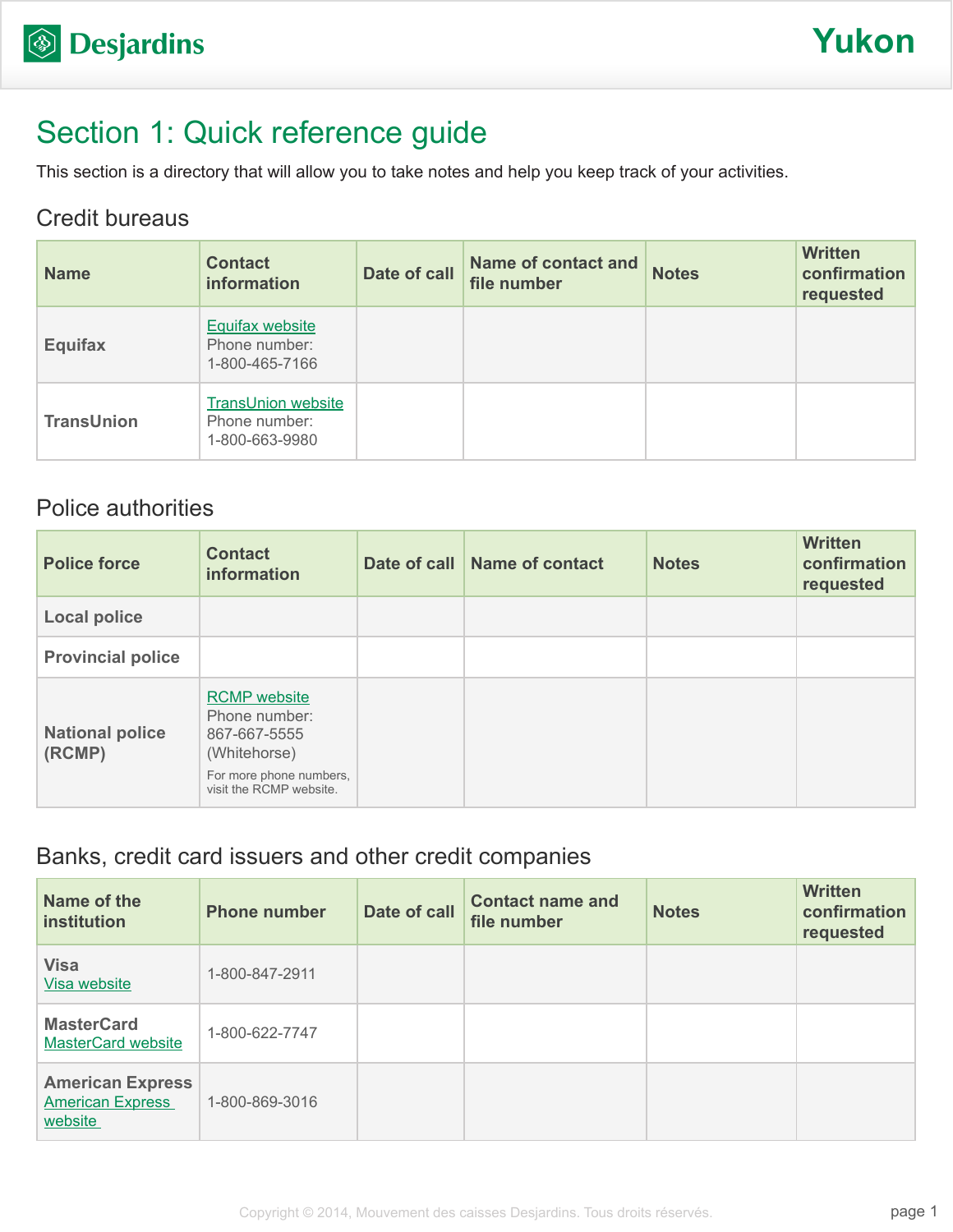# Section 1: Quick reference guide

This section is a directory that will allow you to take notes and help you keep track of your activities.

## Credit bureaus

| Name | Contact information | Date of call | Name of contact and file number | Notes | Written confirmation requested |
|---|---|---|---|---|---|
| **Equifax** | Equifax website<br>Phone number:<br>1-800-465-7166 | | | | |
| **TransUnion** | TransUnion website<br>Phone number:<br>1-800-663-9980 | | | | |

## Police authorities

| Police force | Contact information | Date of call | Name of contact | Notes | Written confirmation requested |
|---|---|---|---|---|---|
| **Local police** | | | | | |
| **Provincial police** | | | | | |
| **National police (RCMP)** | RCMP website<br>Phone number:<br>867-667-5555<br>(Whitehorse)<br>For more phone numbers, visit the RCMP website. | | | | |

## Banks, credit card issuers and other credit companies

| Name of the institution | Phone number | Date of call | Contact name and file number | Notes | Written confirmation requested |
|---|---|---|---|---|---|
| **Visa**<br>Visa website | 1-800-847-2911 | | | | |
| **MasterCard**<br>MasterCard website | 1-800-622-7747 | | | | |
| **American Express**<br>American Express website | 1-800-869-3016 | | | | |

Copyright © 2014, Mouvement des caisses Desjardins. Tous droits réservés.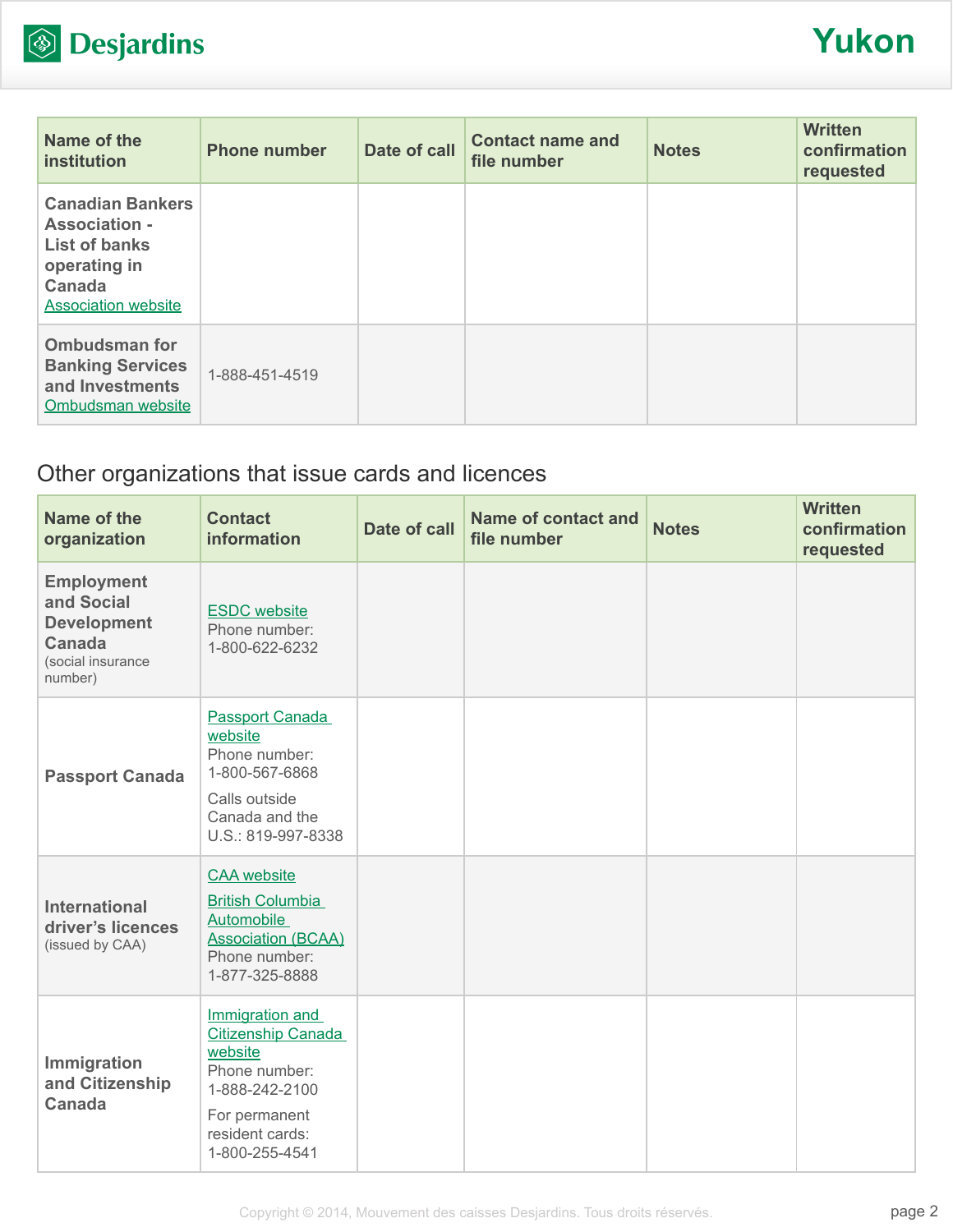| Name of the institution | Phone number | Date of call | Contact name and file number | Notes | Written confirmation requested |
|---|---|---|---|---|---|
| **Canadian Bankers Association - List of banks operating in Canada** Association website | | | | | |
| **Ombudsman for Banking Services and Investments** Ombudsman website | 1-888-451-4519 | | | | |

## Other organizations that issue cards and licences

| Name of the organization | Contact information | Date of call | Name of contact and file number | Notes | Written confirmation requested |
|---|---|---|---|---|---|
| **Employment and Social Development Canada** (social insurance number) | ESDC website Phone number: 1-800-622-6232 | | | | |
| **Passport Canada** | Passport Canada website Phone number: 1-800-567-6868 Calls outside Canada and the U.S.: 819-997-8338 | | | | |
| **International driver's licences** (issued by CAA) | CAA website British Columbia Automobile Association (BCAA) Phone number: 1-877-325-8888 | | | | |
| **Immigration and Citizenship Canada** | Immigration and Citizenship Canada website Phone number: 1-888-242-2100 For permanent resident cards: 1-800-255-4541 | | | | |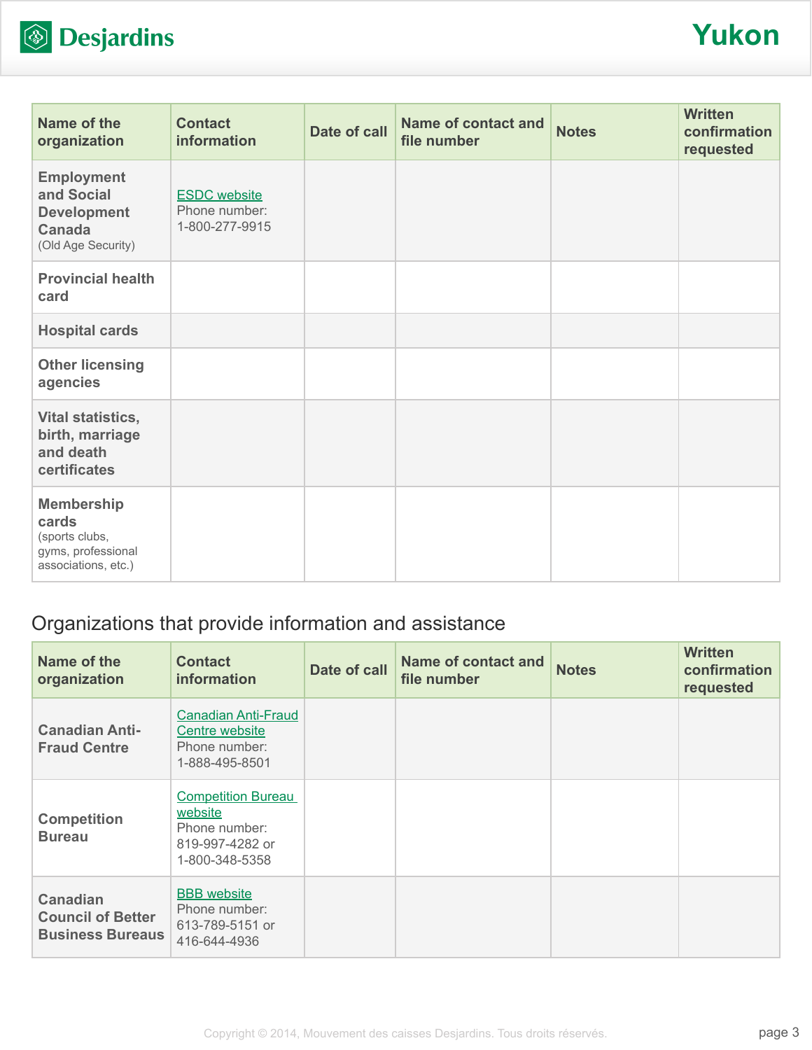| Name of the organization | Contact information | Date of call | Name of contact and file number | Notes | Written confirmation requested |
| --- | --- | --- | --- | --- | --- |
| **Employment and Social Development Canada** (Old Age Security) | ESDC website Phone number: 1-800-277-9915 | | | | |
| **Provincial health card** | | | | | |
| **Hospital cards** | | | | | |
| **Other licensing agencies** | | | | | |
| **Vital statistics, birth, marriage and death certificates** | | | | | |
| **Membership cards** (sports clubs, gyms, professional associations, etc.) | | | | | |

## Organizations that provide information and assistance

| Name of the organization | Contact information | Date of call | Name of contact and file number | Notes | Written confirmation requested |
| --- | --- | --- | --- | --- | --- |
| **Canadian Anti-Fraud Centre** | Canadian Anti-Fraud Centre website Phone number: 1-888-495-8501 | | | | |
| **Competition Bureau** | Competition Bureau website Phone number: 819-997-4282 or 1-800-348-5358 | | | | |
| **Canadian Council of Better Business Bureaus** | BBB website Phone number: 613-789-5151 or 416-644-4936 | | | | |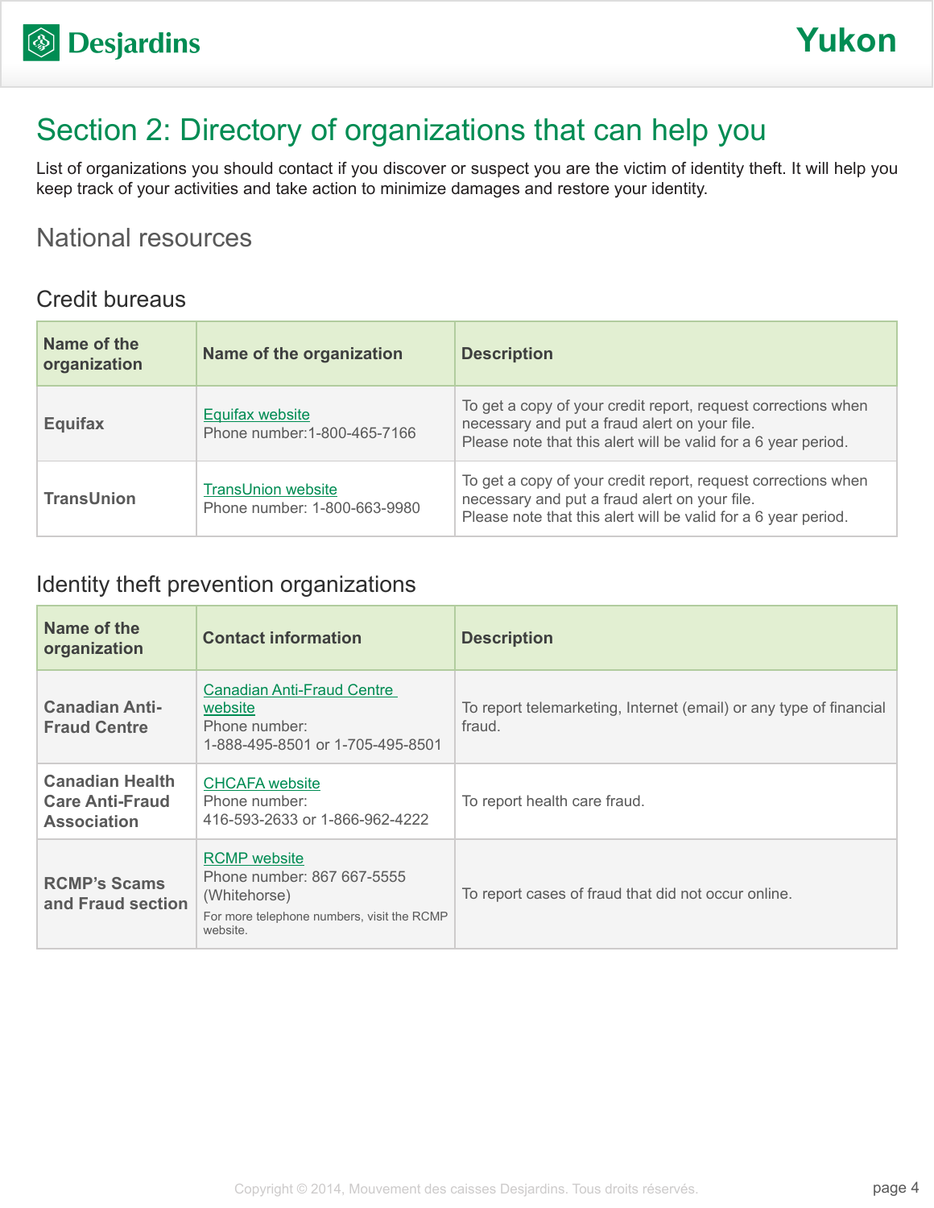# Section 2: Directory of organizations that can help you

List of organizations you should contact if you discover or suspect you are the victim of identity theft. It will help you keep track of your activities and take action to minimize damages and restore your identity.

## National resources

### Credit bureaus

| Name of the organization | Name of the organization | Description |
|---|---|---|
| **Equifax** | Equifax website<br>Phone number:1-800-465-7166 | To get a copy of your credit report, request corrections when necessary and put a fraud alert on your file.<br>Please note that this alert will be valid for a 6 year period. |
| **TransUnion** | TransUnion website<br>Phone number: 1-800-663-9980 | To get a copy of your credit report, request corrections when necessary and put a fraud alert on your file.<br>Please note that this alert will be valid for a 6 year period. |

### Identity theft prevention organizations

| Name of the organization | Contact information | Description |
|---|---|---|
| **Canadian Anti-Fraud Centre** | Canadian Anti-Fraud Centre website<br>Phone number:<br>1-888-495-8501 or 1-705-495-8501 | To report telemarketing, Internet (email) or any type of financial fraud. |
| **Canadian Health Care Anti-Fraud Association** | CHCAFA website<br>Phone number:<br>416-593-2633 or 1-866-962-4222 | To report health care fraud. |
| **RCMP's Scams and Fraud section** | RCMP website<br>Phone number: 867 667-5555 (Whitehorse)<br>For more telephone numbers, visit the RCMP website. | To report cases of fraud that did not occur online. |

Copyright © 2014, Mouvement des caisses Desjardins. Tous droits réservés.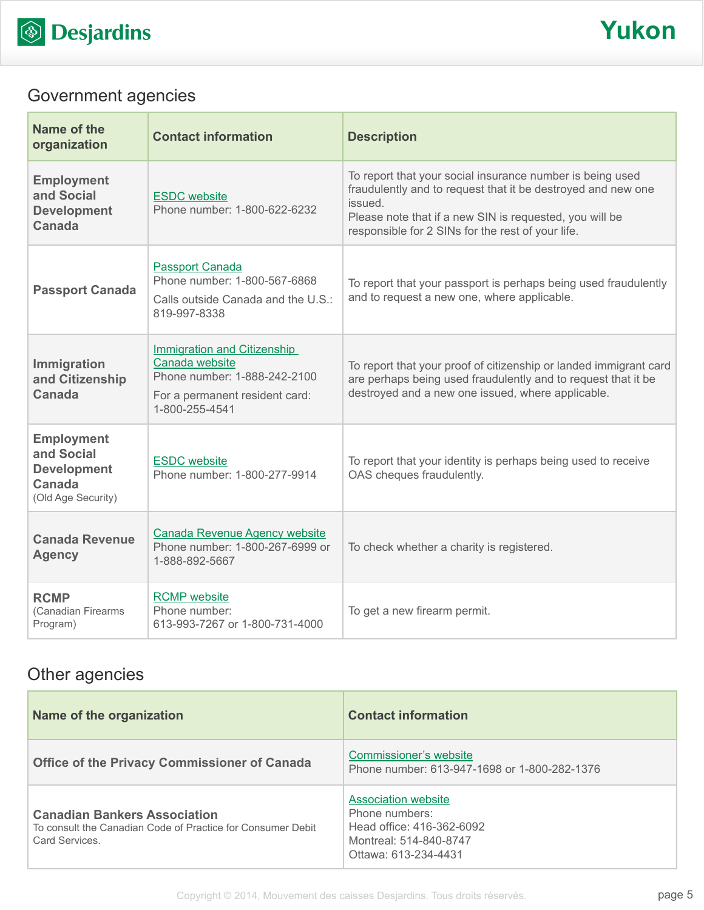## Government agencies

| Name of the organization | Contact information | Description |
| --- | --- | --- |
| **Employment and Social Development Canada** | ESDC website<br>Phone number: 1-800-622-6232 | To report that your social insurance number is being used fraudulently and to request that it be destroyed and new one issued.<br>Please note that if a new SIN is requested, you will be responsible for 2 SINs for the rest of your life. |
| **Passport Canada** | Passport Canada<br>Phone number: 1-800-567-6868<br>Calls outside Canada and the U.S.: 819-997-8338 | To report that your passport is perhaps being used fraudulently and to request a new one, where applicable. |
| **Immigration and Citizenship Canada** | Immigration and Citizenship Canada website<br>Phone number: 1-888-242-2100<br>For a permanent resident card: 1-800-255-4541 | To report that your proof of citizenship or landed immigrant card are perhaps being used fraudulently and to request that it be destroyed and a new one issued, where applicable. |
| **Employment and Social Development Canada** (Old Age Security) | ESDC website<br>Phone number: 1-800-277-9914 | To report that your identity is perhaps being used to receive OAS cheques fraudulently. |
| **Canada Revenue Agency** | Canada Revenue Agency website<br>Phone number: 1-800-267-6999 or 1-888-892-5667 | To check whether a charity is registered. |
| **RCMP** (Canadian Firearms Program) | RCMP website<br>Phone number:<br>613-993-7267 or 1-800-731-4000 | To get a new firearm permit. |

## Other agencies

| Name of the organization | Contact information |
| --- | --- |
| **Office of the Privacy Commissioner of Canada** | Commissioner's website<br>Phone number: 613-947-1698 or 1-800-282-1376 |
| **Canadian Bankers Association**<br>To consult the Canadian Code of Practice for Consumer Debit Card Services. | Association website<br>Phone numbers:<br>Head office: 416-362-6092<br>Montreal: 514-840-8747<br>Ottawa: 613-234-4431 |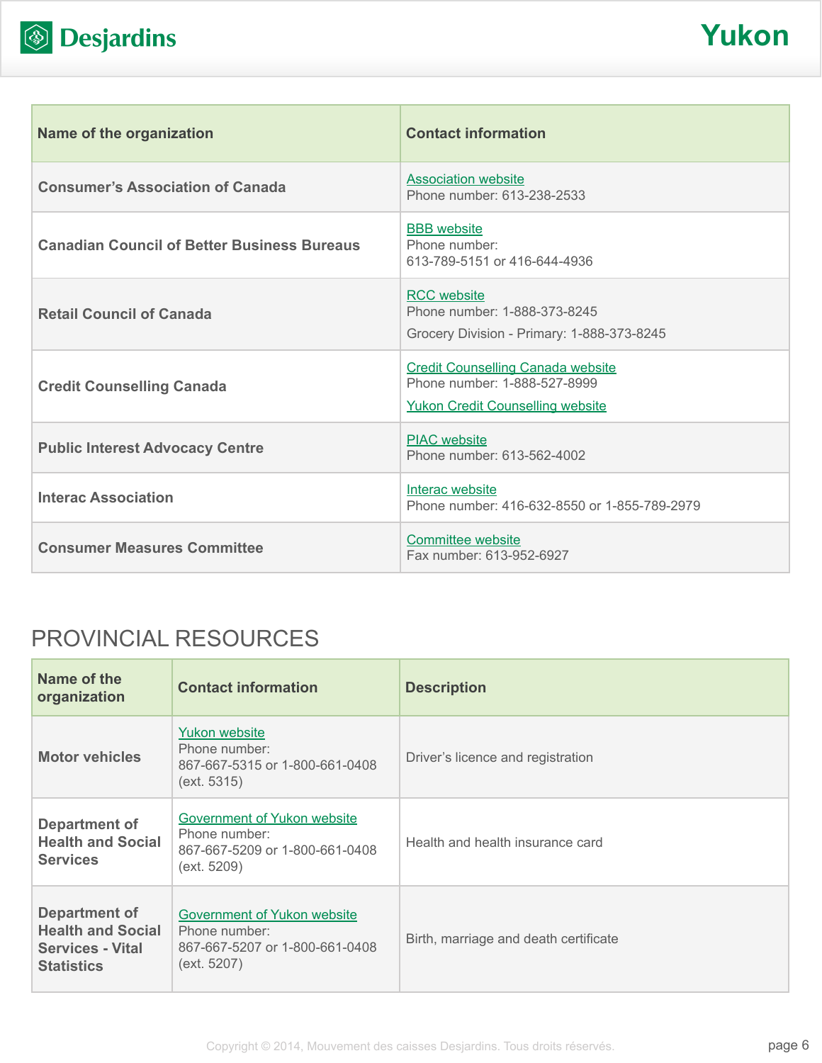| Name of the organization | Contact information |
| --- | --- |
| Consumer's Association of Canada | Association website<br>Phone number: 613-238-2533 |
| Canadian Council of Better Business Bureaus | BBB website<br>Phone number:<br>613-789-5151 or 416-644-4936 |
| Retail Council of Canada | RCC website<br>Phone number: 1-888-373-8245<br>Grocery Division - Primary: 1-888-373-8245 |
| Credit Counselling Canada | Credit Counselling Canada website<br>Phone number: 1-888-527-8999<br>Yukon Credit Counselling website |
| Public Interest Advocacy Centre | PIAC website<br>Phone number: 613-562-4002 |
| Interac Association | Interac website<br>Phone number: 416-632-8550 or 1-855-789-2979 |
| Consumer Measures Committee | Committee website<br>Fax number: 613-952-6927 |

## PROVINCIAL RESOURCES

| Name of the organization | Contact information | Description |
| --- | --- | --- |
| Motor vehicles | Yukon website<br>Phone number:<br>867-667-5315 or 1-800-661-0408 (ext. 5315) | Driver's licence and registration |
| Department of Health and Social Services | Government of Yukon website<br>Phone number:<br>867-667-5209 or 1-800-661-0408 (ext. 5209) | Health and health insurance card |
| Department of Health and Social Services - Vital Statistics | Government of Yukon website<br>Phone number:<br>867-667-5207 or 1-800-661-0408 (ext. 5207) | Birth, marriage and death certificate |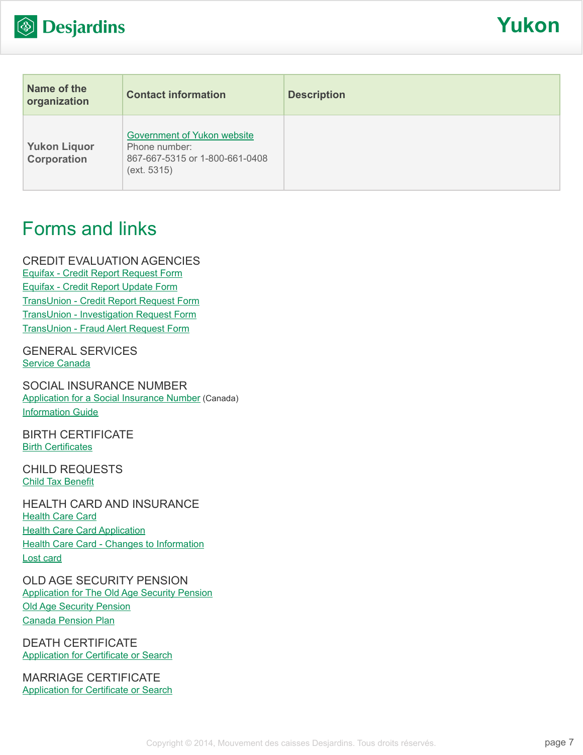| Name of the organization | Contact information | Description |
|---|---|---|
| **Yukon Liquor Corporation** | Government of Yukon website<br>Phone number:<br>867-667-5315 or 1-800-661-0408 (ext. 5315) | |

## Forms and links

### CREDIT EVALUATION AGENCIES

Equifax - Credit Report Request Form
Equifax - Credit Report Update Form
TransUnion - Credit Report Request Form
TransUnion - Investigation Request Form
TransUnion - Fraud Alert Request Form

### GENERAL SERVICES

Service Canada

### SOCIAL INSURANCE NUMBER

Application for a Social Insurance Number (Canada)
Information Guide

### BIRTH CERTIFICATE

Birth Certificates

### CHILD REQUESTS

Child Tax Benefit

### HEALTH CARD AND INSURANCE

Health Care Card
Health Care Card Application
Health Care Card - Changes to Information
Lost card

### OLD AGE SECURITY PENSION

Application for The Old Age Security Pension
Old Age Security Pension
Canada Pension Plan

### DEATH CERTIFICATE

Application for Certificate or Search

### MARRIAGE CERTIFICATE

Application for Certificate or Search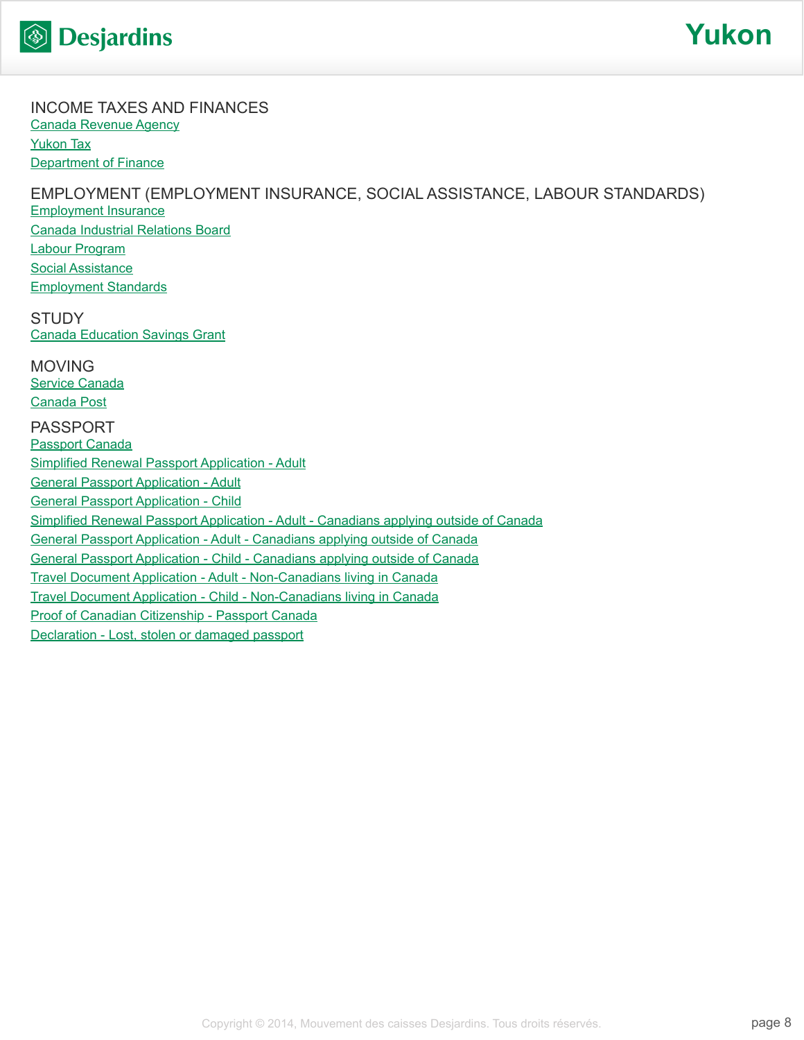## INCOME TAXES AND FINANCES

Canada Revenue Agency

Yukon Tax

Department of Finance

## EMPLOYMENT (EMPLOYMENT INSURANCE, SOCIAL ASSISTANCE, LABOUR STANDARDS)

Employment Insurance

Canada Industrial Relations Board

Labour Program

Social Assistance

Employment Standards

## STUDY

Canada Education Savings Grant

## MOVING

Service Canada

Canada Post

## PASSPORT

Passport Canada

Simplified Renewal Passport Application - Adult

General Passport Application - Adult

General Passport Application - Child

Simplified Renewal Passport Application - Adult - Canadians applying outside of Canada

General Passport Application - Adult - Canadians applying outside of Canada

General Passport Application - Child - Canadians applying outside of Canada

Travel Document Application - Adult - Non-Canadians living in Canada

Travel Document Application - Child - Non-Canadians living in Canada

Proof of Canadian Citizenship - Passport Canada

Declaration - Lost, stolen or damaged passport